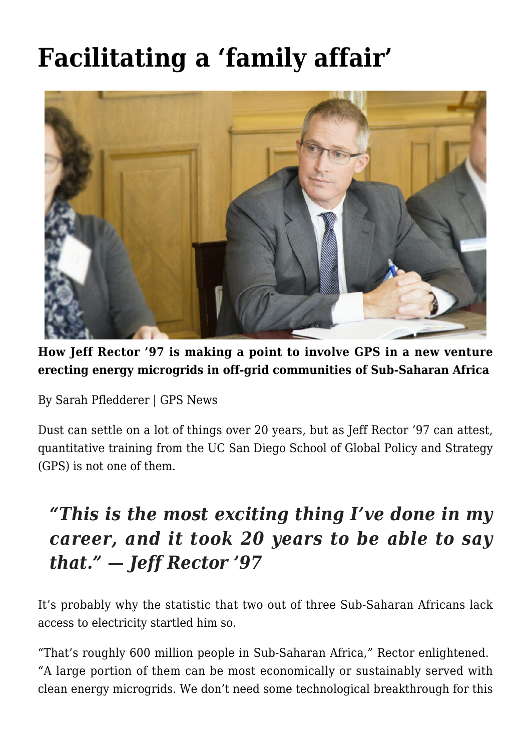# Facilitating a 'family affair'

**How Jeff Rector '97 is making a point to involve GPS in a new venture erecting energy microgrids in off-grid communities of Sub-Saharan Africa**

By Sarah Pfledderer | GPS News

Dust can settle on a lot of things over 20 years, but as Jeff Rector '97 can attest, quantitative training from the UC San Diego School of Global Policy and Strategy (GPS) is not one of them.

> ***"This is the most exciting thing I've done in my career, and it took 20 years to be able to say that." — Jeff Rector '97***

It's probably why the statistic that two out of three Sub-Saharan Africans lack access to electricity startled him so.

"That's roughly 600 million people in Sub-Saharan Africa," Rector enlightened. "A large portion of them can be most economically or sustainably served with clean energy microgrids. We don't need some technological breakthrough for this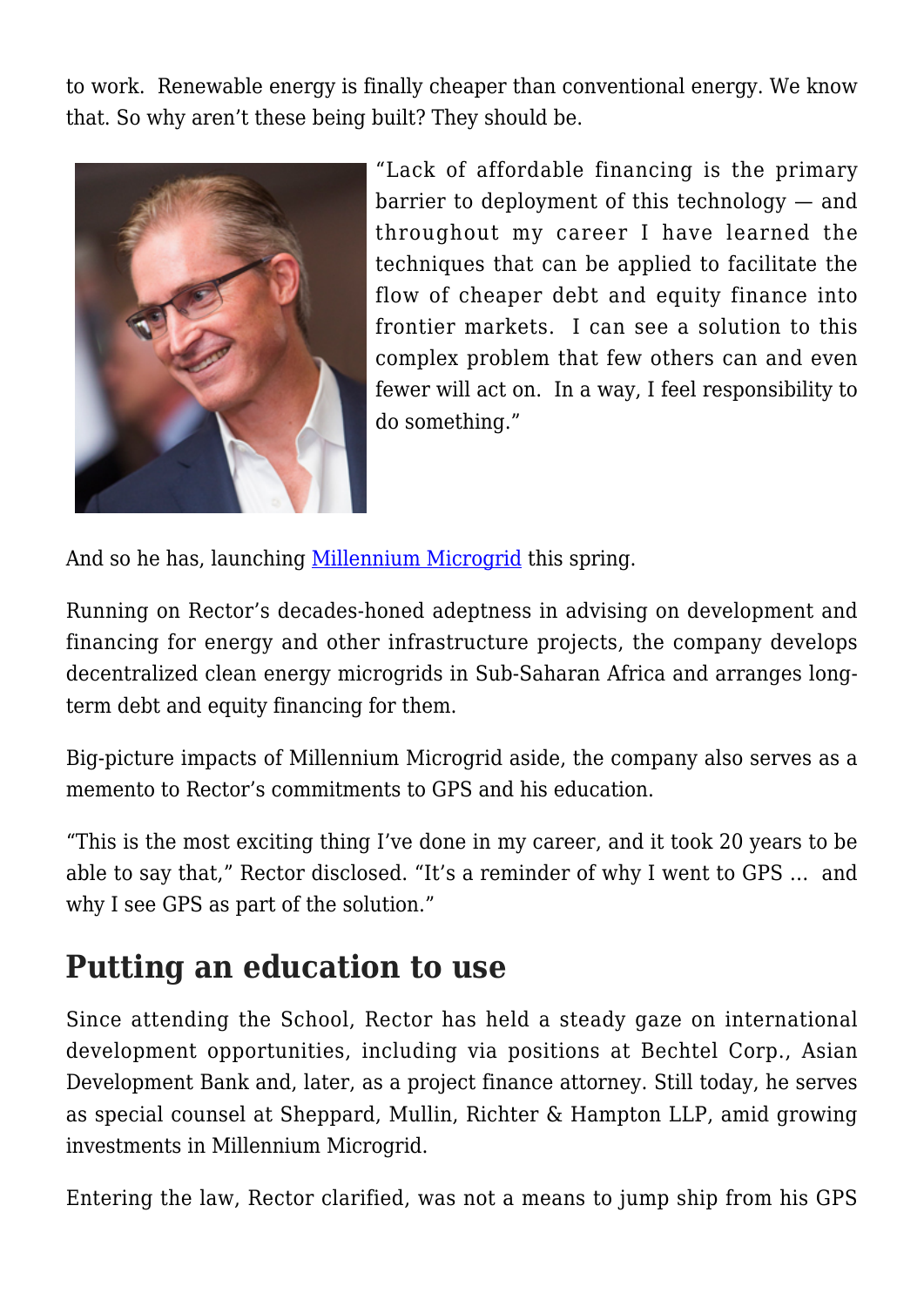to work. Renewable energy is finally cheaper than conventional energy. We know that. So why aren't these being built? They should be.

"Lack of affordable financing is the primary barrier to deployment of this technology — and throughout my career I have learned the techniques that can be applied to facilitate the flow of cheaper debt and equity finance into frontier markets. I can see a solution to this complex problem that few others can and even fewer will act on. In a way, I feel responsibility to do something."

And so he has, launching [Millennium Microgrid] this spring.

Running on Rector's decades-honed adeptness in advising on development and financing for energy and other infrastructure projects, the company develops decentralized clean energy microgrids in Sub-Saharan Africa and arranges long-term debt and equity financing for them.

Big-picture impacts of Millennium Microgrid aside, the company also serves as a memento to Rector's commitments to GPS and his education.

"This is the most exciting thing I've done in my career, and it took 20 years to be able to say that," Rector disclosed. "It's a reminder of why I went to GPS … and why I see GPS as part of the solution."

## Putting an education to use

Since attending the School, Rector has held a steady gaze on international development opportunities, including via positions at Bechtel Corp., Asian Development Bank and, later, as a project finance attorney. Still today, he serves as special counsel at Sheppard, Mullin, Richter & Hampton LLP, amid growing investments in Millennium Microgrid.

Entering the law, Rector clarified, was not a means to jump ship from his GPS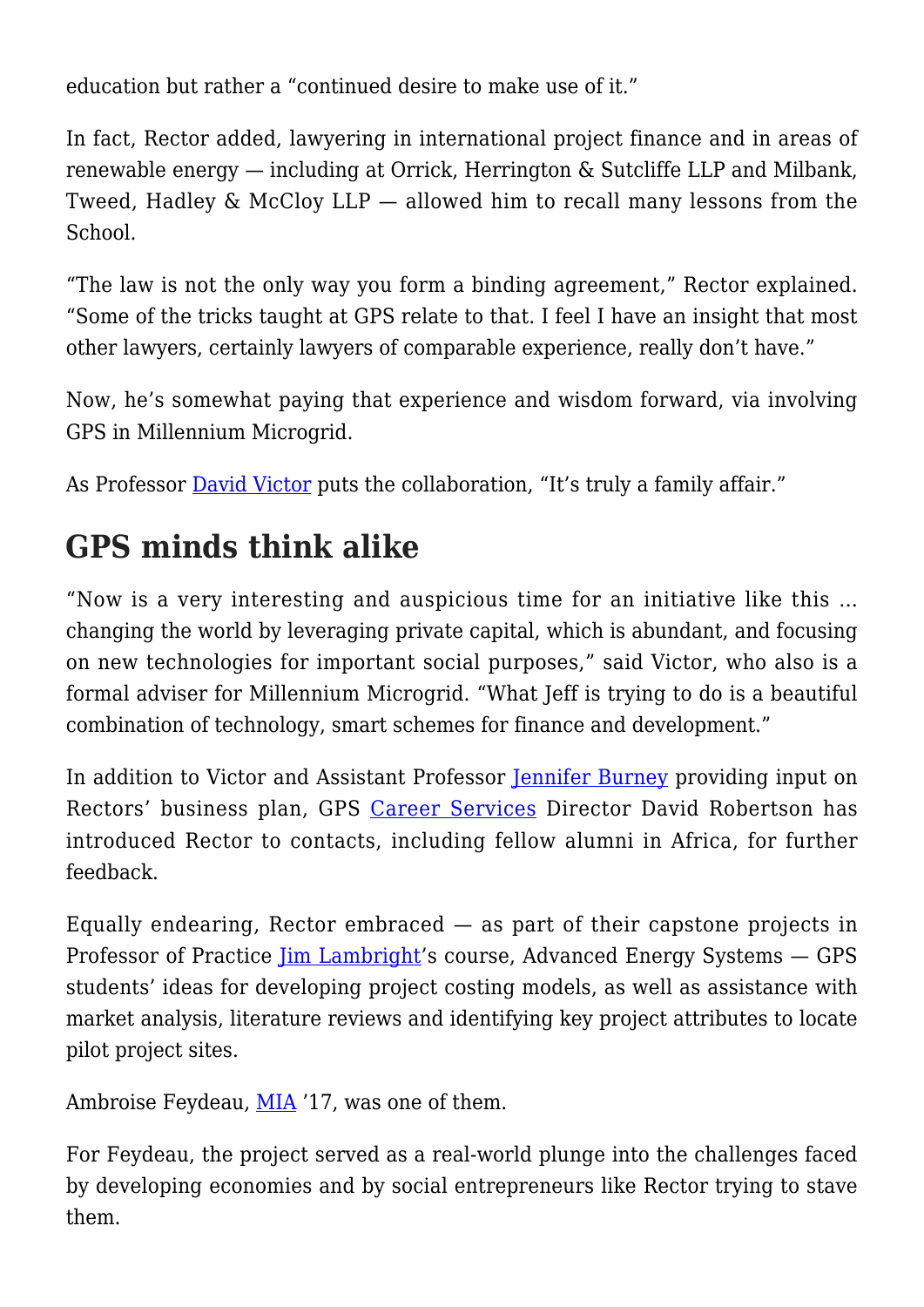education but rather a “continued desire to make use of it.”

In fact, Rector added, lawyering in international project finance and in areas of renewable energy — including at Orrick, Herrington & Sutcliffe LLP and Milbank, Tweed, Hadley & McCloy LLP — allowed him to recall many lessons from the School.

“The law is not the only way you form a binding agreement,” Rector explained. “Some of the tricks taught at GPS relate to that. I feel I have an insight that most other lawyers, certainly lawyers of comparable experience, really don’t have.”

Now, he’s somewhat paying that experience and wisdom forward, via involving GPS in Millennium Microgrid.

As Professor David Victor puts the collaboration, “It’s truly a family affair.”

## GPS minds think alike

“Now is a very interesting and auspicious time for an initiative like this … changing the world by leveraging private capital, which is abundant, and focusing on new technologies for important social purposes,” said Victor, who also is a formal adviser for Millennium Microgrid. “What Jeff is trying to do is a beautiful combination of technology, smart schemes for finance and development.”

In addition to Victor and Assistant Professor Jennifer Burney providing input on Rectors’ business plan, GPS Career Services Director David Robertson has introduced Rector to contacts, including fellow alumni in Africa, for further feedback.

Equally endearing, Rector embraced — as part of their capstone projects in Professor of Practice Jim Lambright’s course, Advanced Energy Systems — GPS students’ ideas for developing project costing models, as well as assistance with market analysis, literature reviews and identifying key project attributes to locate pilot project sites.

Ambroise Feydeau, MIA ’17, was one of them.

For Feydeau, the project served as a real-world plunge into the challenges faced by developing economies and by social entrepreneurs like Rector trying to stave them.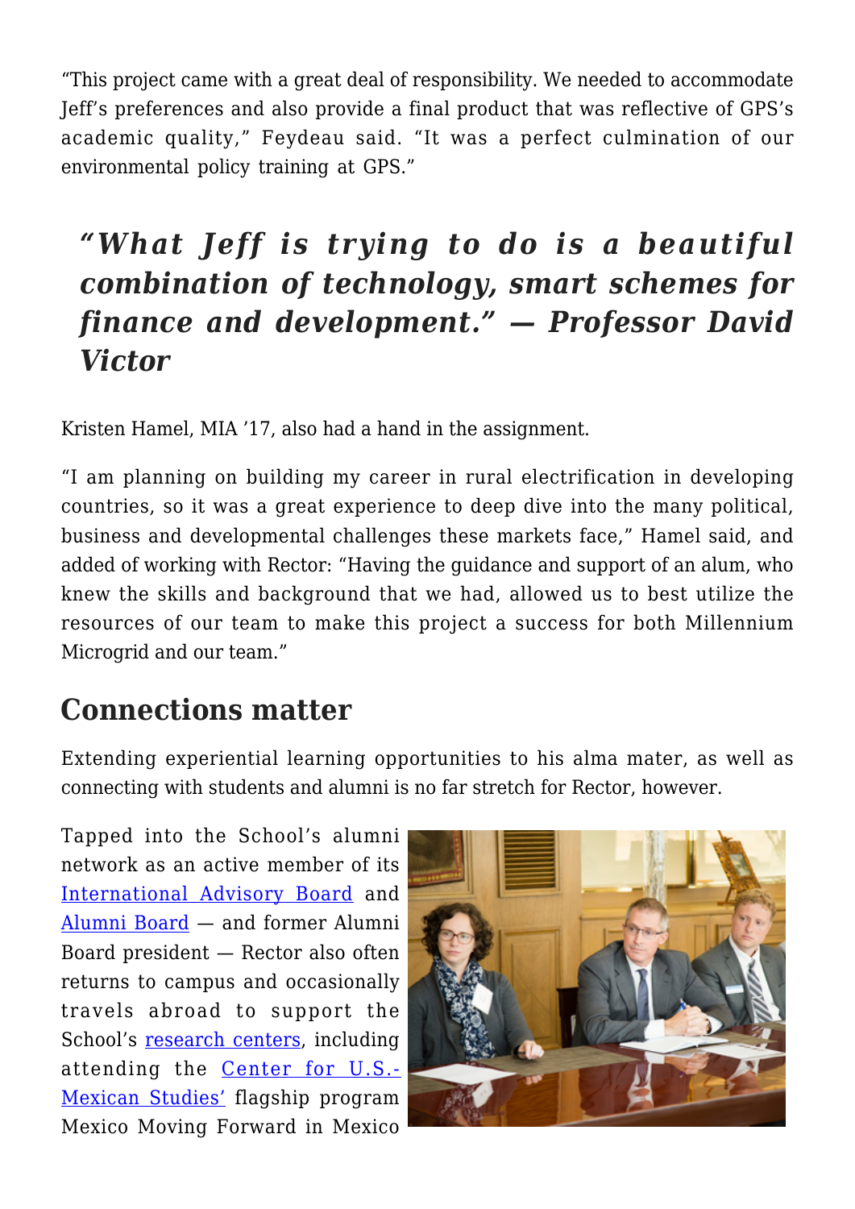"This project came with a great deal of responsibility. We needed to accommodate Jeff's preferences and also provide a final product that was reflective of GPS's academic quality," Feydeau said. "It was a perfect culmination of our environmental policy training at GPS."

> ***"What Jeff is trying to do is a beautiful combination of technology, smart schemes for finance and development." — Professor David Victor***

Kristen Hamel, MIA '17, also had a hand in the assignment.

"I am planning on building my career in rural electrification in developing countries, so it was a great experience to deep dive into the many political, business and developmental challenges these markets face," Hamel said, and added of working with Rector: "Having the guidance and support of an alum, who knew the skills and background that we had, allowed us to best utilize the resources of our team to make this project a success for both Millennium Microgrid and our team."

## Connections matter

Extending experiential learning opportunities to his alma mater, as well as connecting with students and alumni is no far stretch for Rector, however.

Tapped into the School's alumni network as an active member of its International Advisory Board and Alumni Board — and former Alumni Board president — Rector also often returns to campus and occasionally travels abroad to support the School's research centers, including attending the Center for U.S.-Mexican Studies' flagship program Mexico Moving Forward in Mexico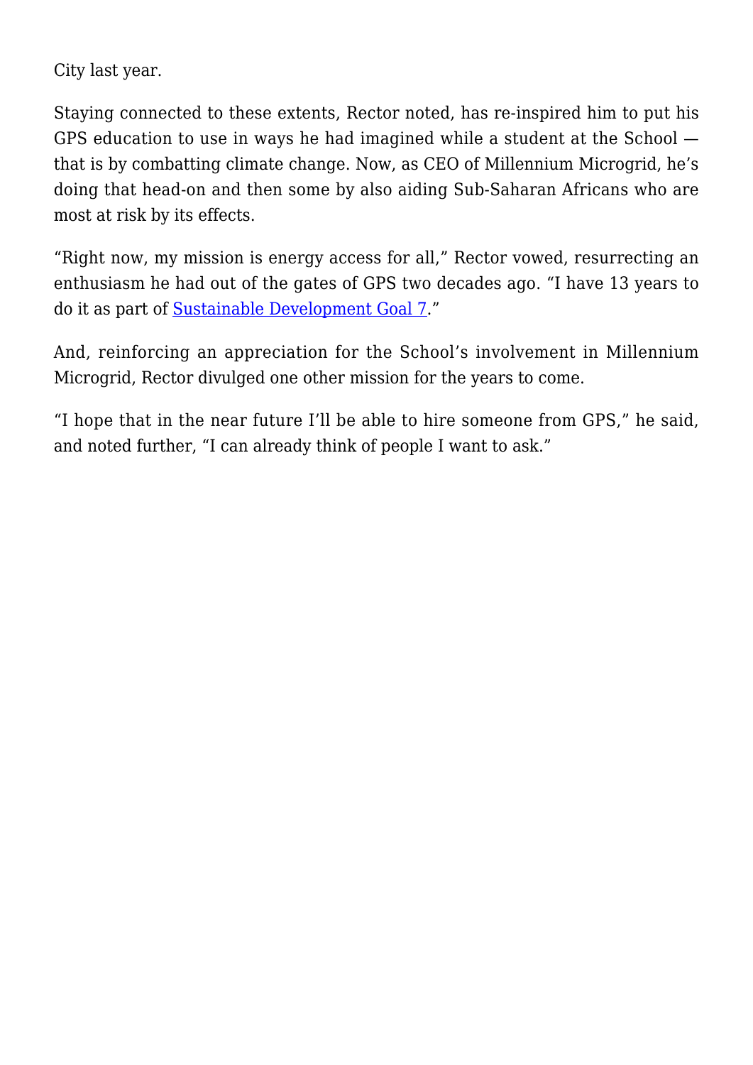City last year.

Staying connected to these extents, Rector noted, has re-inspired him to put his GPS education to use in ways he had imagined while a student at the School — that is by combatting climate change. Now, as CEO of Millennium Microgrid, he's doing that head-on and then some by also aiding Sub-Saharan Africans who are most at risk by its effects.

"Right now, my mission is energy access for all," Rector vowed, resurrecting an enthusiasm he had out of the gates of GPS two decades ago. "I have 13 years to do it as part of Sustainable Development Goal 7."

And, reinforcing an appreciation for the School's involvement in Millennium Microgrid, Rector divulged one other mission for the years to come.

"I hope that in the near future I'll be able to hire someone from GPS," he said, and noted further, "I can already think of people I want to ask."